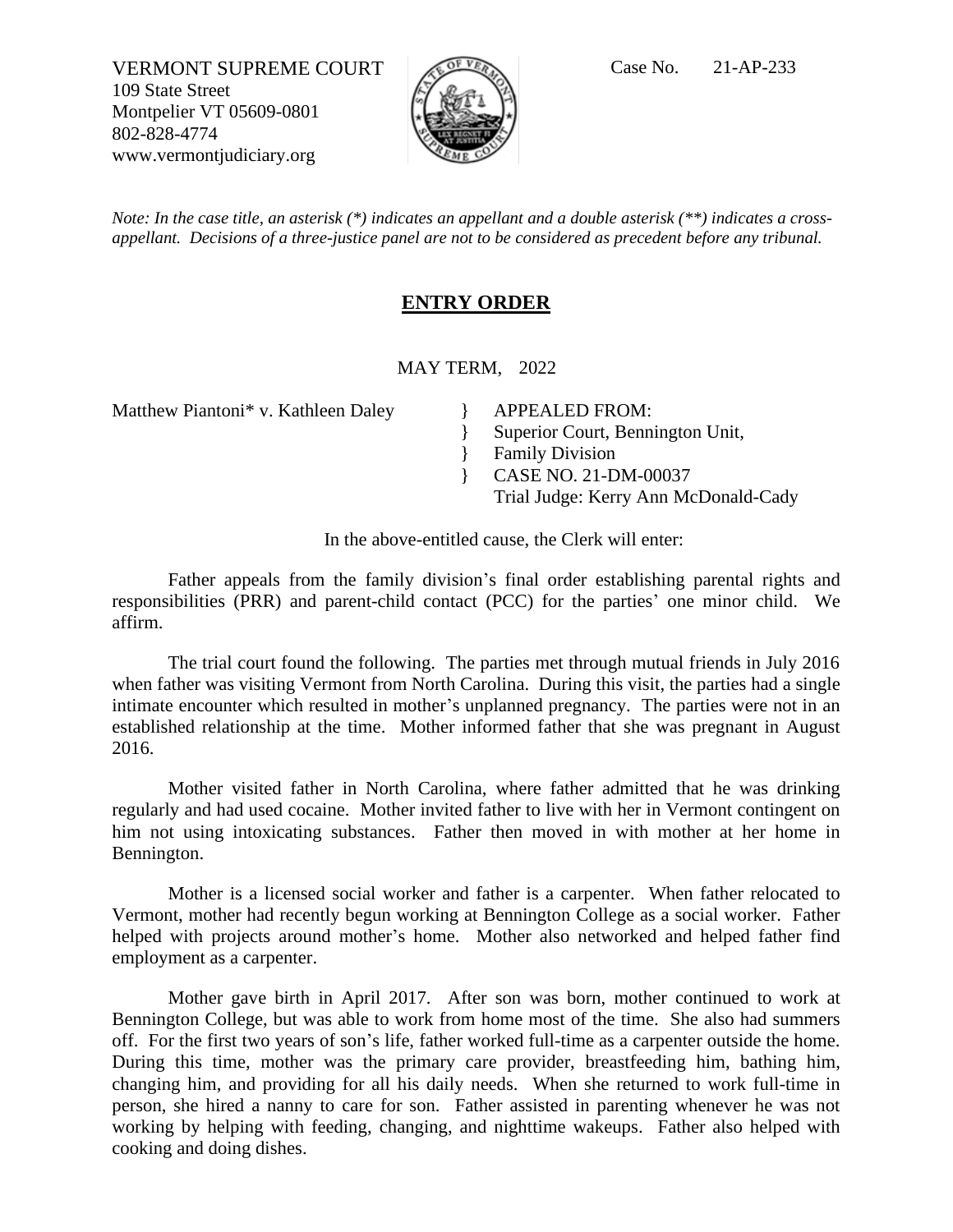VERMONT SUPREME COURT
109 State Street
Montpelier VT 05609-0801
802-828-4774
www.vermontjudiciary.org

Case No. 21-AP-233

*Note: In the case title, an asterisk (*) indicates an appellant and a double asterisk (**) indicates a cross-appellant. Decisions of a three-justice panel are not to be considered as precedent before any tribunal.*

## ENTRY ORDER

MAY TERM, 2022

Matthew Piantoni* v. Kathleen Daley

} APPEALED FROM:
} Superior Court, Bennington Unit,
} Family Division
} CASE NO. 21-DM-00037
Trial Judge: Kerry Ann McDonald-Cady

In the above-entitled cause, the Clerk will enter:

Father appeals from the family division's final order establishing parental rights and responsibilities (PRR) and parent-child contact (PCC) for the parties' one minor child. We affirm.

The trial court found the following. The parties met through mutual friends in July 2016 when father was visiting Vermont from North Carolina. During this visit, the parties had a single intimate encounter which resulted in mother's unplanned pregnancy. The parties were not in an established relationship at the time. Mother informed father that she was pregnant in August 2016.

Mother visited father in North Carolina, where father admitted that he was drinking regularly and had used cocaine. Mother invited father to live with her in Vermont contingent on him not using intoxicating substances. Father then moved in with mother at her home in Bennington.

Mother is a licensed social worker and father is a carpenter. When father relocated to Vermont, mother had recently begun working at Bennington College as a social worker. Father helped with projects around mother's home. Mother also networked and helped father find employment as a carpenter.

Mother gave birth in April 2017. After son was born, mother continued to work at Bennington College, but was able to work from home most of the time. She also had summers off. For the first two years of son's life, father worked full-time as a carpenter outside the home. During this time, mother was the primary care provider, breastfeeding him, bathing him, changing him, and providing for all his daily needs. When she returned to work full-time in person, she hired a nanny to care for son. Father assisted in parenting whenever he was not working by helping with feeding, changing, and nighttime wakeups. Father also helped with cooking and doing dishes.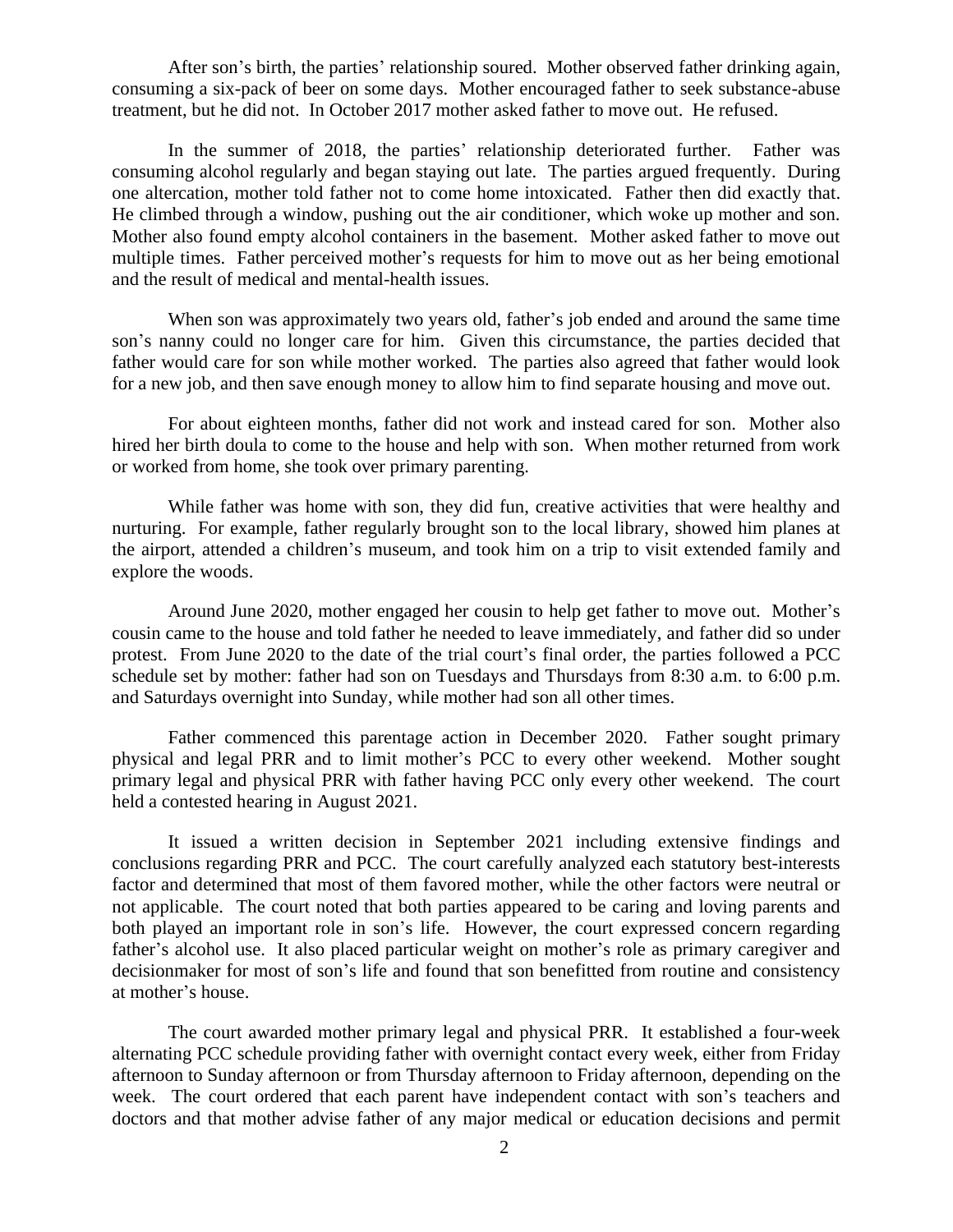After son's birth, the parties' relationship soured. Mother observed father drinking again, consuming a six-pack of beer on some days. Mother encouraged father to seek substance-abuse treatment, but he did not. In October 2017 mother asked father to move out. He refused.

In the summer of 2018, the parties' relationship deteriorated further. Father was consuming alcohol regularly and began staying out late. The parties argued frequently. During one altercation, mother told father not to come home intoxicated. Father then did exactly that. He climbed through a window, pushing out the air conditioner, which woke up mother and son. Mother also found empty alcohol containers in the basement. Mother asked father to move out multiple times. Father perceived mother's requests for him to move out as her being emotional and the result of medical and mental-health issues.

When son was approximately two years old, father's job ended and around the same time son's nanny could no longer care for him. Given this circumstance, the parties decided that father would care for son while mother worked. The parties also agreed that father would look for a new job, and then save enough money to allow him to find separate housing and move out.

For about eighteen months, father did not work and instead cared for son. Mother also hired her birth doula to come to the house and help with son. When mother returned from work or worked from home, she took over primary parenting.

While father was home with son, they did fun, creative activities that were healthy and nurturing. For example, father regularly brought son to the local library, showed him planes at the airport, attended a children's museum, and took him on a trip to visit extended family and explore the woods.

Around June 2020, mother engaged her cousin to help get father to move out. Mother's cousin came to the house and told father he needed to leave immediately, and father did so under protest. From June 2020 to the date of the trial court's final order, the parties followed a PCC schedule set by mother: father had son on Tuesdays and Thursdays from 8:30 a.m. to 6:00 p.m. and Saturdays overnight into Sunday, while mother had son all other times.

Father commenced this parentage action in December 2020. Father sought primary physical and legal PRR and to limit mother's PCC to every other weekend. Mother sought primary legal and physical PRR with father having PCC only every other weekend. The court held a contested hearing in August 2021.

It issued a written decision in September 2021 including extensive findings and conclusions regarding PRR and PCC. The court carefully analyzed each statutory best-interests factor and determined that most of them favored mother, while the other factors were neutral or not applicable. The court noted that both parties appeared to be caring and loving parents and both played an important role in son's life. However, the court expressed concern regarding father's alcohol use. It also placed particular weight on mother's role as primary caregiver and decisionmaker for most of son's life and found that son benefitted from routine and consistency at mother's house.

The court awarded mother primary legal and physical PRR. It established a four-week alternating PCC schedule providing father with overnight contact every week, either from Friday afternoon to Sunday afternoon or from Thursday afternoon to Friday afternoon, depending on the week. The court ordered that each parent have independent contact with son's teachers and doctors and that mother advise father of any major medical or education decisions and permit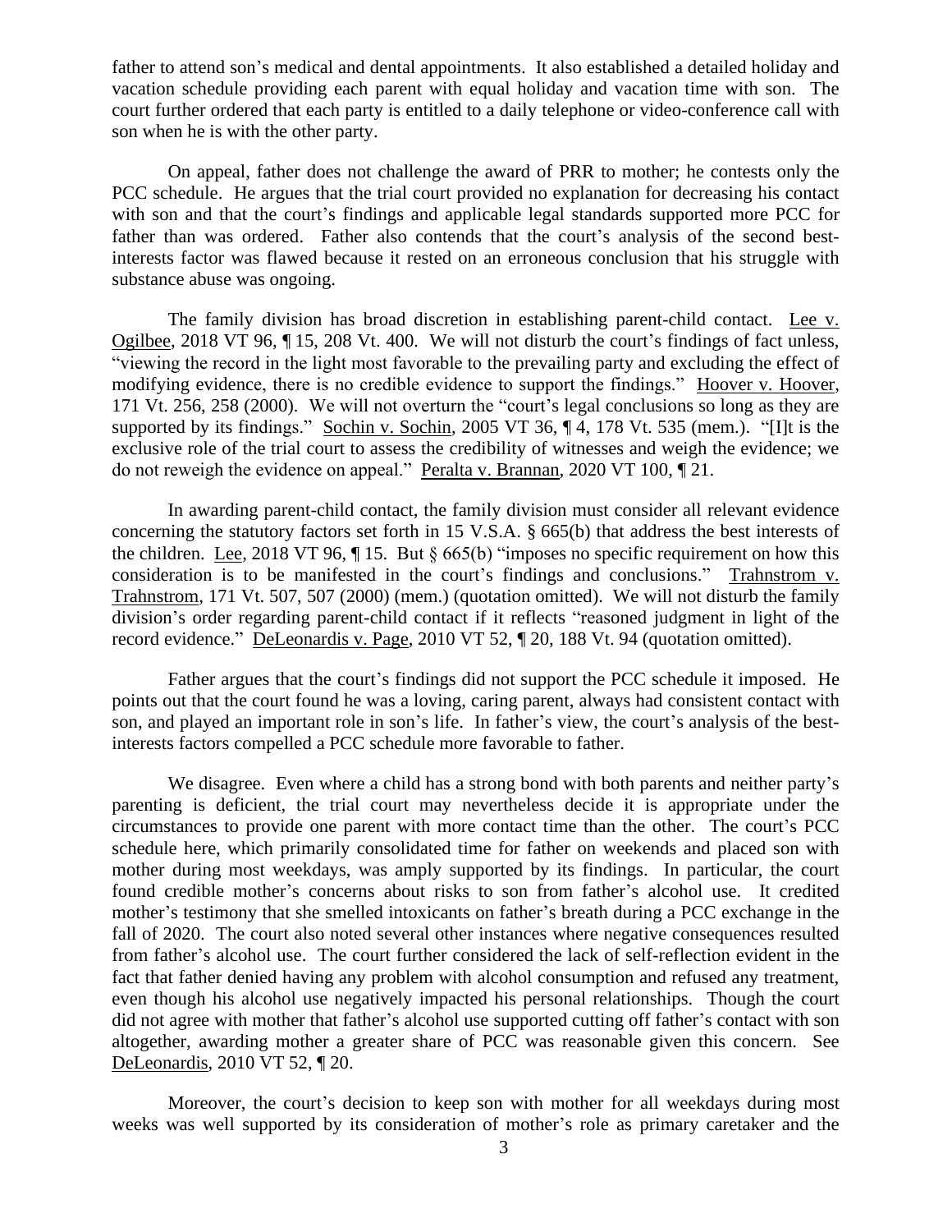father to attend son's medical and dental appointments. It also established a detailed holiday and vacation schedule providing each parent with equal holiday and vacation time with son. The court further ordered that each party is entitled to a daily telephone or video-conference call with son when he is with the other party.

On appeal, father does not challenge the award of PRR to mother; he contests only the PCC schedule. He argues that the trial court provided no explanation for decreasing his contact with son and that the court's findings and applicable legal standards supported more PCC for father than was ordered. Father also contends that the court's analysis of the second best-interests factor was flawed because it rested on an erroneous conclusion that his struggle with substance abuse was ongoing.

The family division has broad discretion in establishing parent-child contact. Lee v. Ogilbee, 2018 VT 96, ¶ 15, 208 Vt. 400. We will not disturb the court's findings of fact unless, "viewing the record in the light most favorable to the prevailing party and excluding the effect of modifying evidence, there is no credible evidence to support the findings." Hoover v. Hoover, 171 Vt. 256, 258 (2000). We will not overturn the "court's legal conclusions so long as they are supported by its findings." Sochin v. Sochin, 2005 VT 36, ¶ 4, 178 Vt. 535 (mem.). "[I]t is the exclusive role of the trial court to assess the credibility of witnesses and weigh the evidence; we do not reweigh the evidence on appeal." Peralta v. Brannan, 2020 VT 100, ¶ 21.

In awarding parent-child contact, the family division must consider all relevant evidence concerning the statutory factors set forth in 15 V.S.A. § 665(b) that address the best interests of the children. Lee, 2018 VT 96, ¶ 15. But § 665(b) "imposes no specific requirement on how this consideration is to be manifested in the court's findings and conclusions." Trahnstrom v. Trahnstrom, 171 Vt. 507, 507 (2000) (mem.) (quotation omitted). We will not disturb the family division's order regarding parent-child contact if it reflects "reasoned judgment in light of the record evidence." DeLeonardis v. Page, 2010 VT 52, ¶ 20, 188 Vt. 94 (quotation omitted).

Father argues that the court's findings did not support the PCC schedule it imposed. He points out that the court found he was a loving, caring parent, always had consistent contact with son, and played an important role in son's life. In father's view, the court's analysis of the best-interests factors compelled a PCC schedule more favorable to father.

We disagree. Even where a child has a strong bond with both parents and neither party's parenting is deficient, the trial court may nevertheless decide it is appropriate under the circumstances to provide one parent with more contact time than the other. The court's PCC schedule here, which primarily consolidated time for father on weekends and placed son with mother during most weekdays, was amply supported by its findings. In particular, the court found credible mother's concerns about risks to son from father's alcohol use. It credited mother's testimony that she smelled intoxicants on father's breath during a PCC exchange in the fall of 2020. The court also noted several other instances where negative consequences resulted from father's alcohol use. The court further considered the lack of self-reflection evident in the fact that father denied having any problem with alcohol consumption and refused any treatment, even though his alcohol use negatively impacted his personal relationships. Though the court did not agree with mother that father's alcohol use supported cutting off father's contact with son altogether, awarding mother a greater share of PCC was reasonable given this concern. See DeLeonardis, 2010 VT 52, ¶ 20.

Moreover, the court's decision to keep son with mother for all weekdays during most weeks was well supported by its consideration of mother's role as primary caretaker and the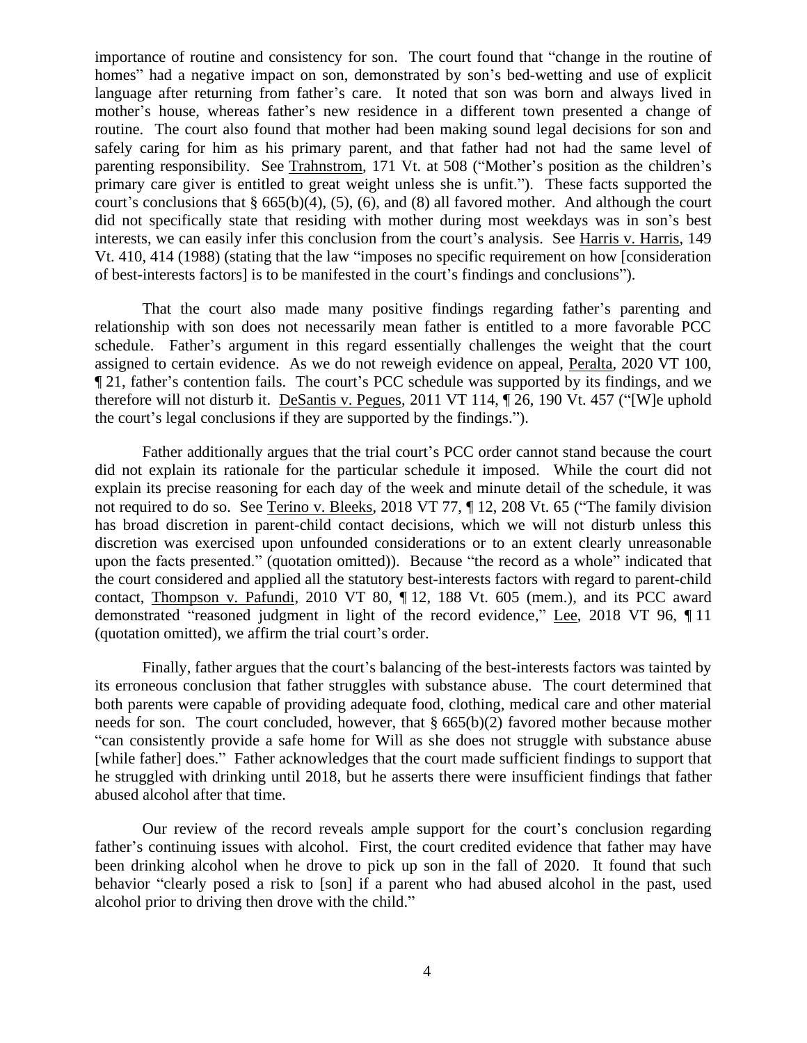importance of routine and consistency for son. The court found that "change in the routine of homes" had a negative impact on son, demonstrated by son's bed-wetting and use of explicit language after returning from father's care. It noted that son was born and always lived in mother's house, whereas father's new residence in a different town presented a change of routine. The court also found that mother had been making sound legal decisions for son and safely caring for him as his primary parent, and that father had not had the same level of parenting responsibility. See Trahnstrom, 171 Vt. at 508 ("Mother's position as the children's primary care giver is entitled to great weight unless she is unfit."). These facts supported the court's conclusions that § 665(b)(4), (5), (6), and (8) all favored mother. And although the court did not specifically state that residing with mother during most weekdays was in son's best interests, we can easily infer this conclusion from the court's analysis. See Harris v. Harris, 149 Vt. 410, 414 (1988) (stating that the law "imposes no specific requirement on how [consideration of best-interests factors] is to be manifested in the court's findings and conclusions").

That the court also made many positive findings regarding father's parenting and relationship with son does not necessarily mean father is entitled to a more favorable PCC schedule. Father's argument in this regard essentially challenges the weight that the court assigned to certain evidence. As we do not reweigh evidence on appeal, Peralta, 2020 VT 100, ¶ 21, father's contention fails. The court's PCC schedule was supported by its findings, and we therefore will not disturb it. DeSantis v. Pegues, 2011 VT 114, ¶ 26, 190 Vt. 457 ("[W]e uphold the court's legal conclusions if they are supported by the findings.").

Father additionally argues that the trial court's PCC order cannot stand because the court did not explain its rationale for the particular schedule it imposed. While the court did not explain its precise reasoning for each day of the week and minute detail of the schedule, it was not required to do so. See Terino v. Bleeks, 2018 VT 77, ¶ 12, 208 Vt. 65 ("The family division has broad discretion in parent-child contact decisions, which we will not disturb unless this discretion was exercised upon unfounded considerations or to an extent clearly unreasonable upon the facts presented." (quotation omitted)). Because "the record as a whole" indicated that the court considered and applied all the statutory best-interests factors with regard to parent-child contact, Thompson v. Pafundi, 2010 VT 80, ¶ 12, 188 Vt. 605 (mem.), and its PCC award demonstrated "reasoned judgment in light of the record evidence," Lee, 2018 VT 96, ¶ 11 (quotation omitted), we affirm the trial court's order.

Finally, father argues that the court's balancing of the best-interests factors was tainted by its erroneous conclusion that father struggles with substance abuse. The court determined that both parents were capable of providing adequate food, clothing, medical care and other material needs for son. The court concluded, however, that § 665(b)(2) favored mother because mother "can consistently provide a safe home for Will as she does not struggle with substance abuse [while father] does." Father acknowledges that the court made sufficient findings to support that he struggled with drinking until 2018, but he asserts there were insufficient findings that father abused alcohol after that time.

Our review of the record reveals ample support for the court's conclusion regarding father's continuing issues with alcohol. First, the court credited evidence that father may have been drinking alcohol when he drove to pick up son in the fall of 2020. It found that such behavior "clearly posed a risk to [son] if a parent who had abused alcohol in the past, used alcohol prior to driving then drove with the child."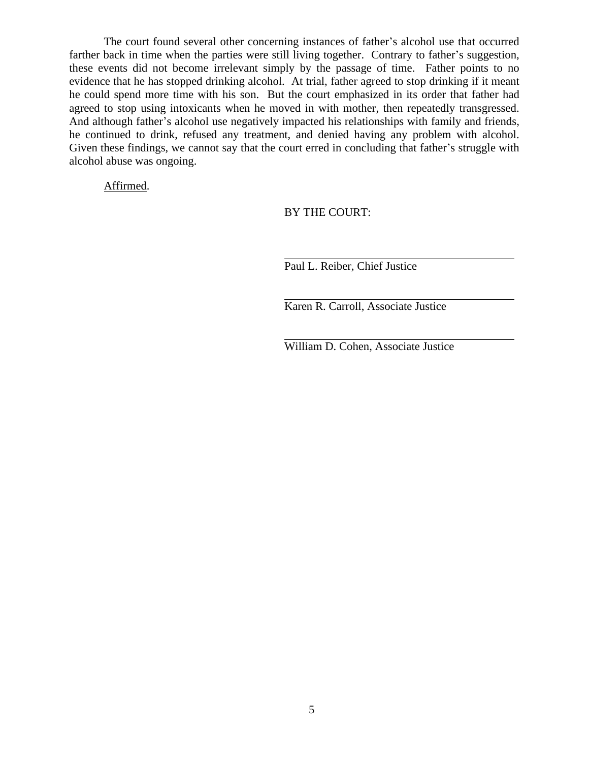The court found several other concerning instances of father's alcohol use that occurred farther back in time when the parties were still living together. Contrary to father's suggestion, these events did not become irrelevant simply by the passage of time. Father points to no evidence that he has stopped drinking alcohol. At trial, father agreed to stop drinking if it meant he could spend more time with his son. But the court emphasized in its order that father had agreed to stop using intoxicants when he moved in with mother, then repeatedly transgressed. And although father's alcohol use negatively impacted his relationships with family and friends, he continued to drink, refused any treatment, and denied having any problem with alcohol. Given these findings, we cannot say that the court erred in concluding that father's struggle with alcohol abuse was ongoing.

Affirmed.

BY THE COURT:

Paul L. Reiber, Chief Justice

Karen R. Carroll, Associate Justice

William D. Cohen, Associate Justice